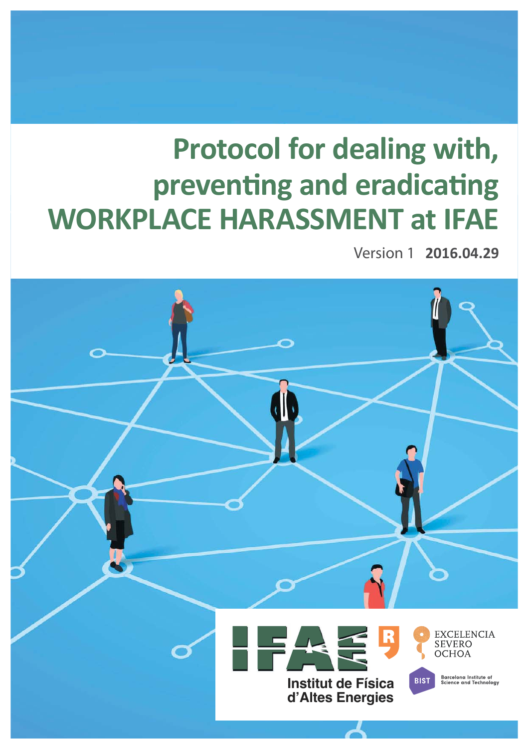# Protocol for dealing with, preventing and eradicating WORKPLACE HARASSMENT at IFAE

Version 1 **2016.04.29**

Institut de Física d'Altes Energies

EXCELENCIA SEVERO OCHOA

BIST Barcelona Institute of Science and Technology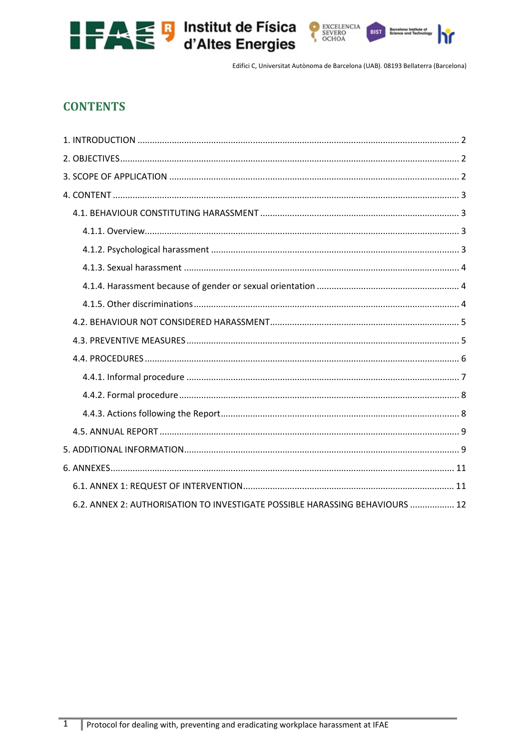Edifici C, Universitat Autònoma de Barcelona (UAB). 08193 Bellaterra (Barcelona)

# CONTENTS

1. INTRODUCTION ..... 2
2. OBJECTIVES ..... 2
3. SCOPE OF APPLICATION ..... 2
4. CONTENT ..... 3
   - 4.1. BEHAVIOUR CONSTITUTING HARASSMENT ..... 3
     - 4.1.1. Overview ..... 3
     - 4.1.2. Psychological harassment ..... 3
     - 4.1.3. Sexual harassment ..... 4
     - 4.1.4. Harassment because of gender or sexual orientation ..... 4
     - 4.1.5. Other discriminations ..... 4
   - 4.2. BEHAVIOUR NOT CONSIDERED HARASSMENT ..... 5
   - 4.3. PREVENTIVE MEASURES ..... 5
   - 4.4. PROCEDURES ..... 6
     - 4.4.1. Informal procedure ..... 7
     - 4.4.2. Formal procedure ..... 8
     - 4.4.3. Actions following the Report ..... 8
   - 4.5. ANNUAL REPORT ..... 9
5. ADDITIONAL INFORMATION ..... 9
6. ANNEXES ..... 11
   - 6.1. ANNEX 1: REQUEST OF INTERVENTION ..... 11
   - 6.2. ANNEX 2: AUTHORISATION TO INVESTIGATE POSSIBLE HARASSING BEHAVIOURS ..... 12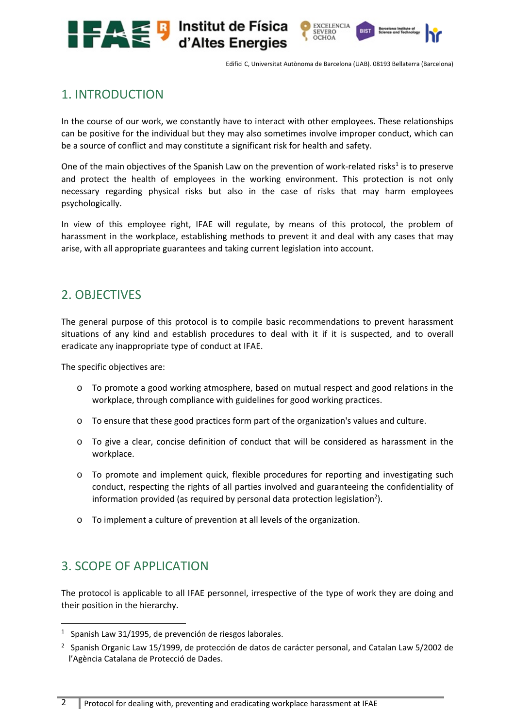## 1. INTRODUCTION

In the course of our work, we constantly have to interact with other employees. These relationships can be positive for the individual but they may also sometimes involve improper conduct, which can be a source of conflict and may constitute a significant risk for health and safety.

One of the main objectives of the Spanish Law on the prevention of work-related risks[1] is to preserve and protect the health of employees in the working environment. This protection is not only necessary regarding physical risks but also in the case of risks that may harm employees psychologically.

In view of this employee right, IFAE will regulate, by means of this protocol, the problem of harassment in the workplace, establishing methods to prevent it and deal with any cases that may arise, with all appropriate guarantees and taking current legislation into account.

## 2. OBJECTIVES

The general purpose of this protocol is to compile basic recommendations to prevent harassment situations of any kind and establish procedures to deal with it if it is suspected, and to overall eradicate any inappropriate type of conduct at IFAE.

The specific objectives are:

- To promote a good working atmosphere, based on mutual respect and good relations in the workplace, through compliance with guidelines for good working practices.
- To ensure that these good practices form part of the organization's values and culture.
- To give a clear, concise definition of conduct that will be considered as harassment in the workplace.
- To promote and implement quick, flexible procedures for reporting and investigating such conduct, respecting the rights of all parties involved and guaranteeing the confidentiality of information provided (as required by personal data protection legislation[2]).
- To implement a culture of prevention at all levels of the organization.

## 3. SCOPE OF APPLICATION

The protocol is applicable to all IFAE personnel, irrespective of the type of work they are doing and their position in the hierarchy.

---

[1] Spanish Law 31/1995, de prevención de riesgos laborales.

[2] Spanish Organic Law 15/1999, de protección de datos de carácter personal, and Catalan Law 5/2002 de l'Agència Catalana de Protecció de Dades.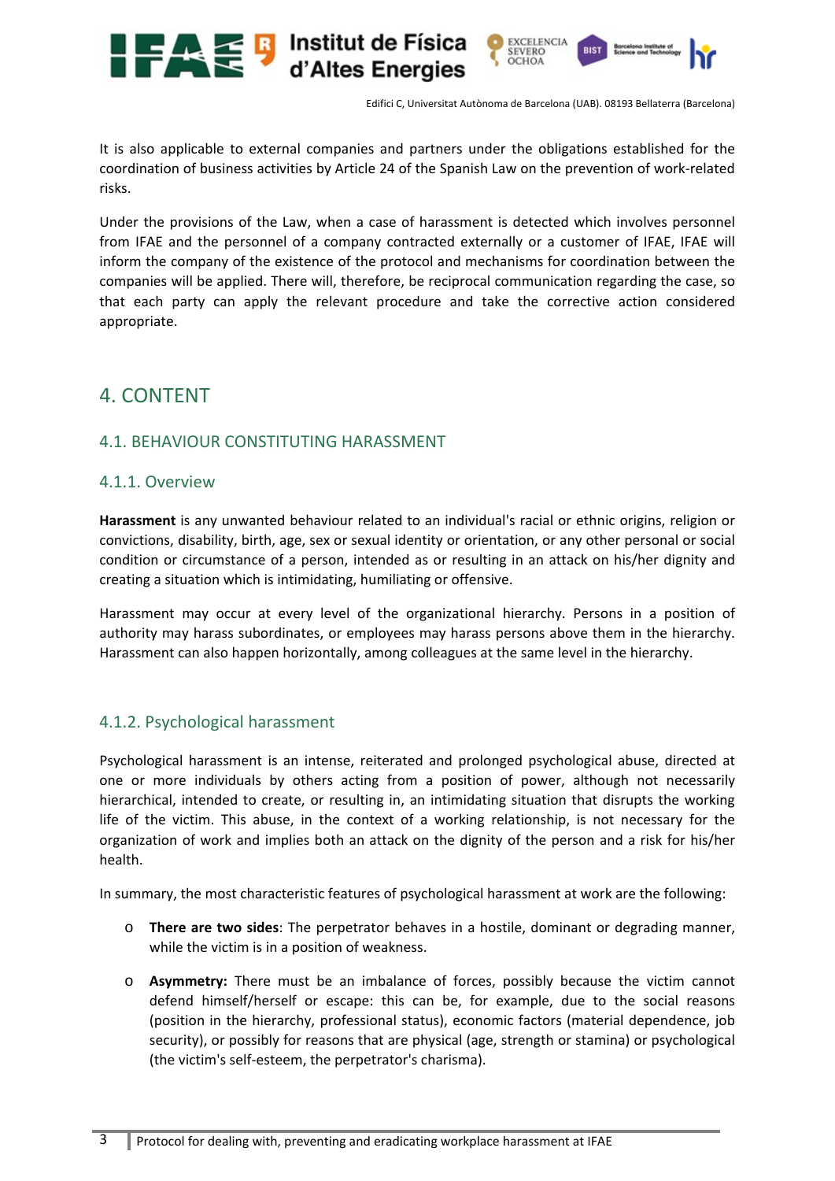It is also applicable to external companies and partners under the obligations established for the coordination of business activities by Article 24 of the Spanish Law on the prevention of work-related risks.

Under the provisions of the Law, when a case of harassment is detected which involves personnel from IFAE and the personnel of a company contracted externally or a customer of IFAE, IFAE will inform the company of the existence of the protocol and mechanisms for coordination between the companies will be applied. There will, therefore, be reciprocal communication regarding the case, so that each party can apply the relevant procedure and take the corrective action considered appropriate.

# 4. CONTENT

## 4.1. BEHAVIOUR CONSTITUTING HARASSMENT

### 4.1.1. Overview

**Harassment** is any unwanted behaviour related to an individual's racial or ethnic origins, religion or convictions, disability, birth, age, sex or sexual identity or orientation, or any other personal or social condition or circumstance of a person, intended as or resulting in an attack on his/her dignity and creating a situation which is intimidating, humiliating or offensive.

Harassment may occur at every level of the organizational hierarchy. Persons in a position of authority may harass subordinates, or employees may harass persons above them in the hierarchy. Harassment can also happen horizontally, among colleagues at the same level in the hierarchy.

### 4.1.2. Psychological harassment

Psychological harassment is an intense, reiterated and prolonged psychological abuse, directed at one or more individuals by others acting from a position of power, although not necessarily hierarchical, intended to create, or resulting in, an intimidating situation that disrupts the working life of the victim. This abuse, in the context of a working relationship, is not necessary for the organization of work and implies both an attack on the dignity of the person and a risk for his/her health.

In summary, the most characteristic features of psychological harassment at work are the following:

- **There are two sides**: The perpetrator behaves in a hostile, dominant or degrading manner, while the victim is in a position of weakness.
- **Asymmetry:** There must be an imbalance of forces, possibly because the victim cannot defend himself/herself or escape: this can be, for example, due to the social reasons (position in the hierarchy, professional status), economic factors (material dependence, job security), or possibly for reasons that are physical (age, strength or stamina) or psychological (the victim's self-esteem, the perpetrator's charisma).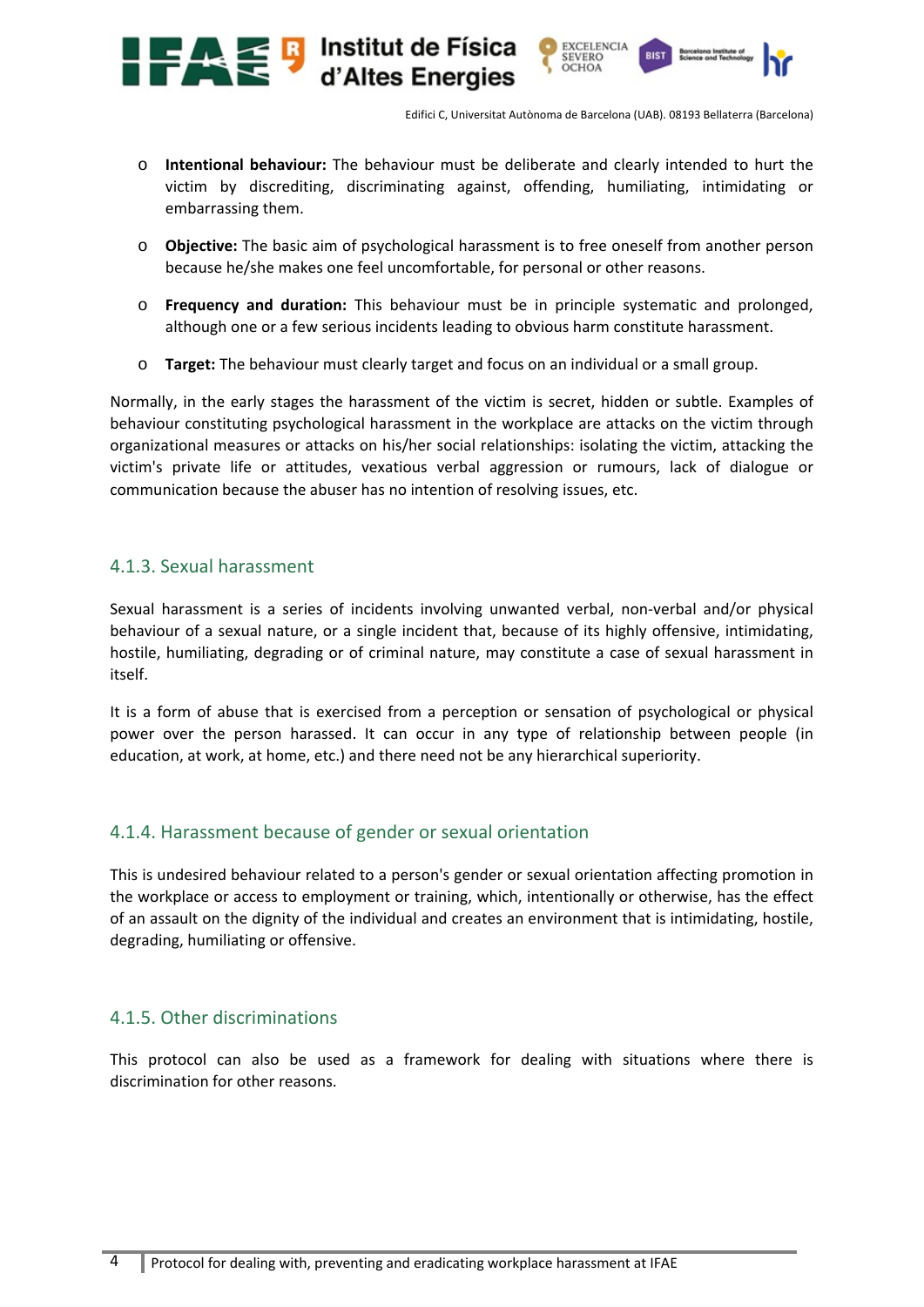- **Intentional behaviour:** The behaviour must be deliberate and clearly intended to hurt the victim by discrediting, discriminating against, offending, humiliating, intimidating or embarrassing them.
- **Objective:** The basic aim of psychological harassment is to free oneself from another person because he/she makes one feel uncomfortable, for personal or other reasons.
- **Frequency and duration:** This behaviour must be in principle systematic and prolonged, although one or a few serious incidents leading to obvious harm constitute harassment.
- **Target:** The behaviour must clearly target and focus on an individual or a small group.

Normally, in the early stages the harassment of the victim is secret, hidden or subtle. Examples of behaviour constituting psychological harassment in the workplace are attacks on the victim through organizational measures or attacks on his/her social relationships: isolating the victim, attacking the victim's private life or attitudes, vexatious verbal aggression or rumours, lack of dialogue or communication because the abuser has no intention of resolving issues, etc.

### 4.1.3. Sexual harassment

Sexual harassment is a series of incidents involving unwanted verbal, non-verbal and/or physical behaviour of a sexual nature, or a single incident that, because of its highly offensive, intimidating, hostile, humiliating, degrading or of criminal nature, may constitute a case of sexual harassment in itself.

It is a form of abuse that is exercised from a perception or sensation of psychological or physical power over the person harassed. It can occur in any type of relationship between people (in education, at work, at home, etc.) and there need not be any hierarchical superiority.

### 4.1.4. Harassment because of gender or sexual orientation

This is undesired behaviour related to a person's gender or sexual orientation affecting promotion in the workplace or access to employment or training, which, intentionally or otherwise, has the effect of an assault on the dignity of the individual and creates an environment that is intimidating, hostile, degrading, humiliating or offensive.

### 4.1.5. Other discriminations

This protocol can also be used as a framework for dealing with situations where there is discrimination for other reasons.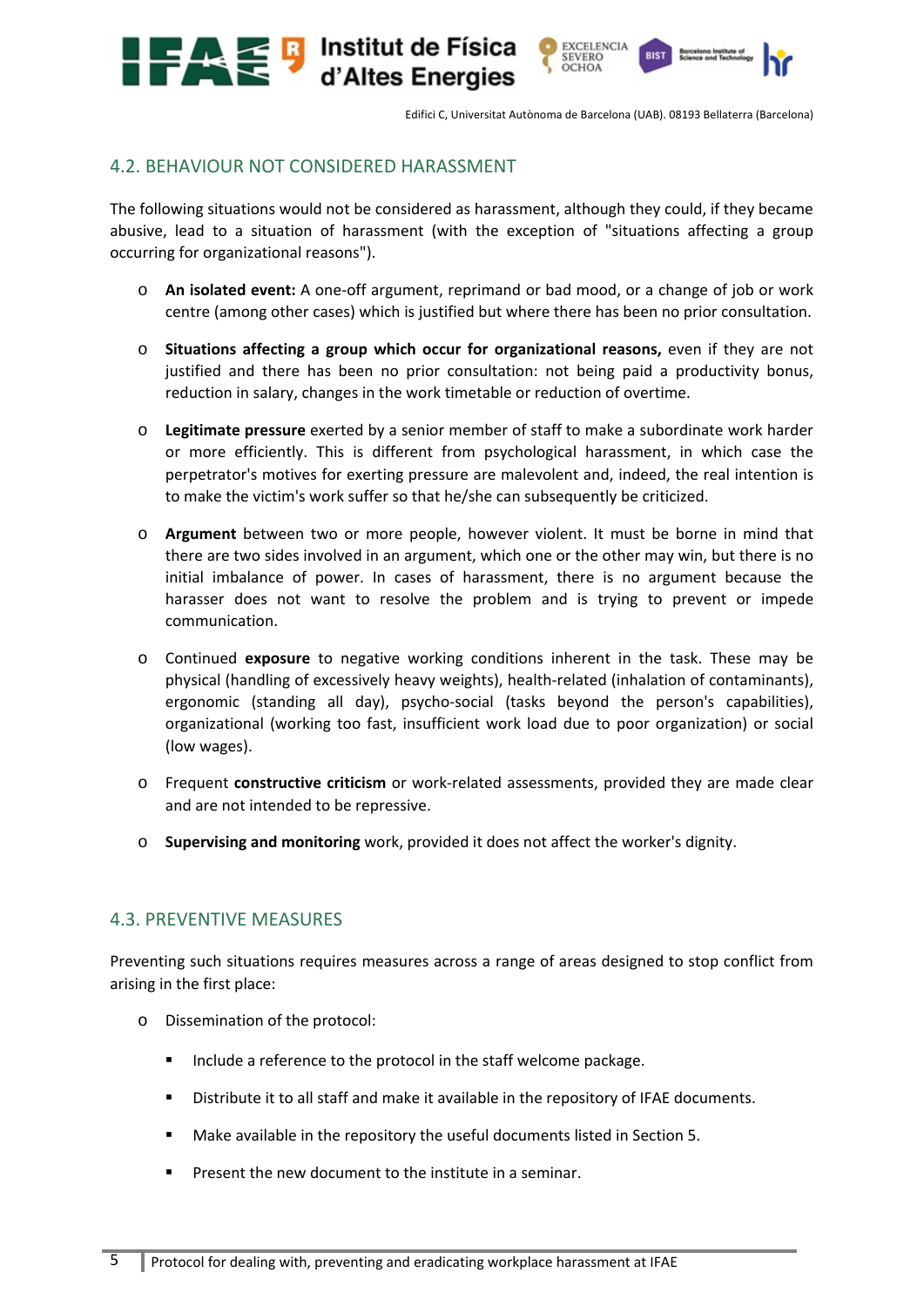## 4.2. BEHAVIOUR NOT CONSIDERED HARASSMENT

The following situations would not be considered as harassment, although they could, if they became abusive, lead to a situation of harassment (with the exception of "situations affecting a group occurring for organizational reasons").

- **An isolated event:** A one-off argument, reprimand or bad mood, or a change of job or work centre (among other cases) which is justified but where there has been no prior consultation.
- **Situations affecting a group which occur for organizational reasons,** even if they are not justified and there has been no prior consultation: not being paid a productivity bonus, reduction in salary, changes in the work timetable or reduction of overtime.
- **Legitimate pressure** exerted by a senior member of staff to make a subordinate work harder or more efficiently. This is different from psychological harassment, in which case the perpetrator's motives for exerting pressure are malevolent and, indeed, the real intention is to make the victim's work suffer so that he/she can subsequently be criticized.
- **Argument** between two or more people, however violent. It must be borne in mind that there are two sides involved in an argument, which one or the other may win, but there is no initial imbalance of power. In cases of harassment, there is no argument because the harasser does not want to resolve the problem and is trying to prevent or impede communication.
- Continued **exposure** to negative working conditions inherent in the task. These may be physical (handling of excessively heavy weights), health-related (inhalation of contaminants), ergonomic (standing all day), psycho-social (tasks beyond the person's capabilities), organizational (working too fast, insufficient work load due to poor organization) or social (low wages).
- Frequent **constructive criticism** or work-related assessments, provided they are made clear and are not intended to be repressive.
- **Supervising and monitoring** work, provided it does not affect the worker's dignity.

## 4.3. PREVENTIVE MEASURES

Preventing such situations requires measures across a range of areas designed to stop conflict from arising in the first place:

- Dissemination of the protocol:
  - Include a reference to the protocol in the staff welcome package.
  - Distribute it to all staff and make it available in the repository of IFAE documents.
  - Make available in the repository the useful documents listed in Section 5.
  - Present the new document to the institute in a seminar.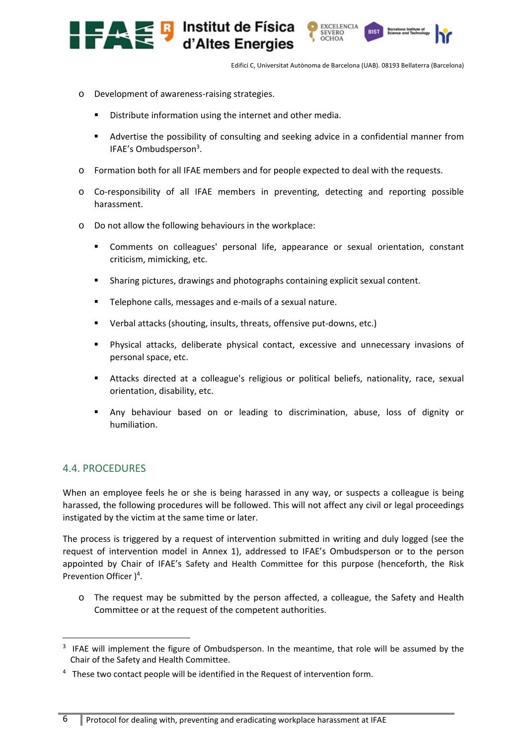- Development of awareness-raising strategies.
  - Distribute information using the internet and other media.
  - Advertise the possibility of consulting and seeking advice in a confidential manner from IFAE's Ombudsperson[3].
- Formation both for all IFAE members and for people expected to deal with the requests.
- Co-responsibility of all IFAE members in preventing, detecting and reporting possible harassment.
- Do not allow the following behaviours in the workplace:
  - Comments on colleagues' personal life, appearance or sexual orientation, constant criticism, mimicking, etc.
  - Sharing pictures, drawings and photographs containing explicit sexual content.
  - Telephone calls, messages and e-mails of a sexual nature.
  - Verbal attacks (shouting, insults, threats, offensive put-downs, etc.)
  - Physical attacks, deliberate physical contact, excessive and unnecessary invasions of personal space, etc.
  - Attacks directed at a colleague's religious or political beliefs, nationality, race, sexual orientation, disability, etc.
  - Any behaviour based on or leading to discrimination, abuse, loss of dignity or humiliation.

## 4.4. PROCEDURES

When an employee feels he or she is being harassed in any way, or suspects a colleague is being harassed, the following procedures will be followed. This will not affect any civil or legal proceedings instigated by the victim at the same time or later.

The process is triggered by a request of intervention submitted in writing and duly logged (see the request of intervention model in Annex 1), addressed to IFAE's Ombudsperson or to the person appointed by Chair of IFAE's Safety and Health Committee for this purpose (henceforth, the Risk Prevention Officer )[4].

- The request may be submitted by the person affected, a colleague, the Safety and Health Committee or at the request of the competent authorities.

---

[3] IFAE will implement the figure of Ombudsperson. In the meantime, that role will be assumed by the Chair of the Safety and Health Committee.

[4] These two contact people will be identified in the Request of intervention form.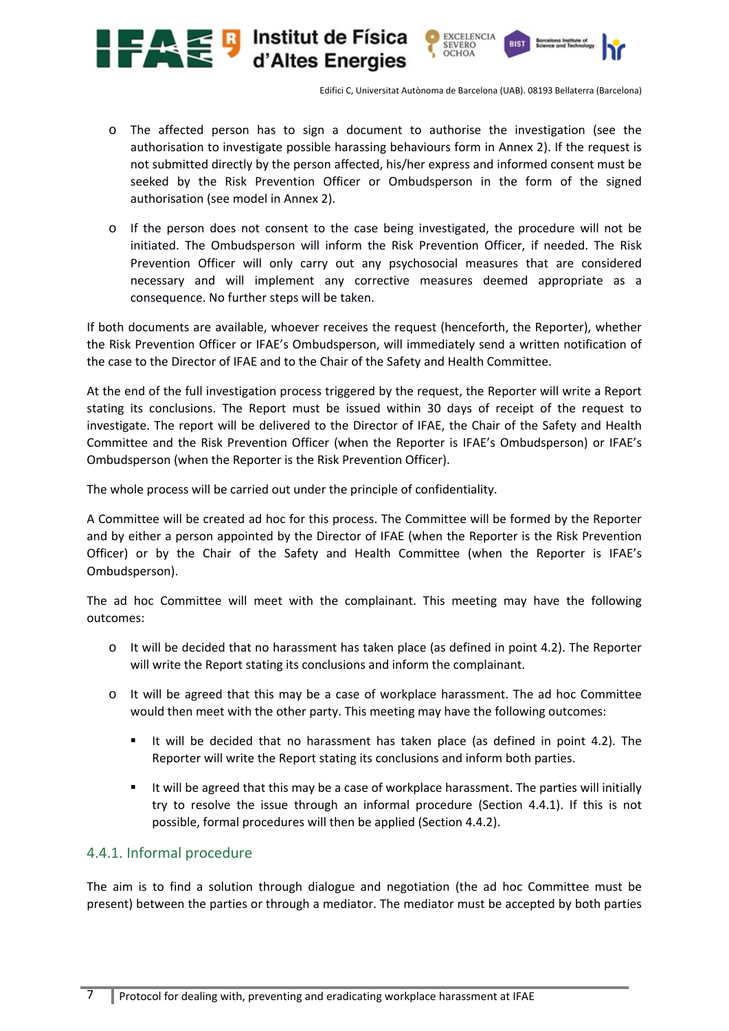- The affected person has to sign a document to authorise the investigation (see the authorisation to investigate possible harassing behaviours form in Annex 2). If the request is not submitted directly by the person affected, his/her express and informed consent must be seeked by the Risk Prevention Officer or Ombudsperson in the form of the signed authorisation (see model in Annex 2).
- If the person does not consent to the case being investigated, the procedure will not be initiated. The Ombudsperson will inform the Risk Prevention Officer, if needed. The Risk Prevention Officer will only carry out any psychosocial measures that are considered necessary and will implement any corrective measures deemed appropriate as a consequence. No further steps will be taken.

If both documents are available, whoever receives the request (henceforth, the Reporter), whether the Risk Prevention Officer or IFAE's Ombudsperson, will immediately send a written notification of the case to the Director of IFAE and to the Chair of the Safety and Health Committee.

At the end of the full investigation process triggered by the request, the Reporter will write a Report stating its conclusions. The Report must be issued within 30 days of receipt of the request to investigate. The report will be delivered to the Director of IFAE, the Chair of the Safety and Health Committee and the Risk Prevention Officer (when the Reporter is IFAE's Ombudsperson) or IFAE's Ombudsperson (when the Reporter is the Risk Prevention Officer).

The whole process will be carried out under the principle of confidentiality.

A Committee will be created ad hoc for this process. The Committee will be formed by the Reporter and by either a person appointed by the Director of IFAE (when the Reporter is the Risk Prevention Officer) or by the Chair of the Safety and Health Committee (when the Reporter is IFAE's Ombudsperson).

The ad hoc Committee will meet with the complainant. This meeting may have the following outcomes:

- It will be decided that no harassment has taken place (as defined in point 4.2). The Reporter will write the Report stating its conclusions and inform the complainant.
- It will be agreed that this may be a case of workplace harassment. The ad hoc Committee would then meet with the other party. This meeting may have the following outcomes:
  - It will be decided that no harassment has taken place (as defined in point 4.2). The Reporter will write the Report stating its conclusions and inform both parties.
  - It will be agreed that this may be a case of workplace harassment. The parties will initially try to resolve the issue through an informal procedure (Section 4.4.1). If this is not possible, formal procedures will then be applied (Section 4.4.2).

### 4.4.1. Informal procedure

The aim is to find a solution through dialogue and negotiation (the ad hoc Committee must be present) between the parties or through a mediator. The mediator must be accepted by both parties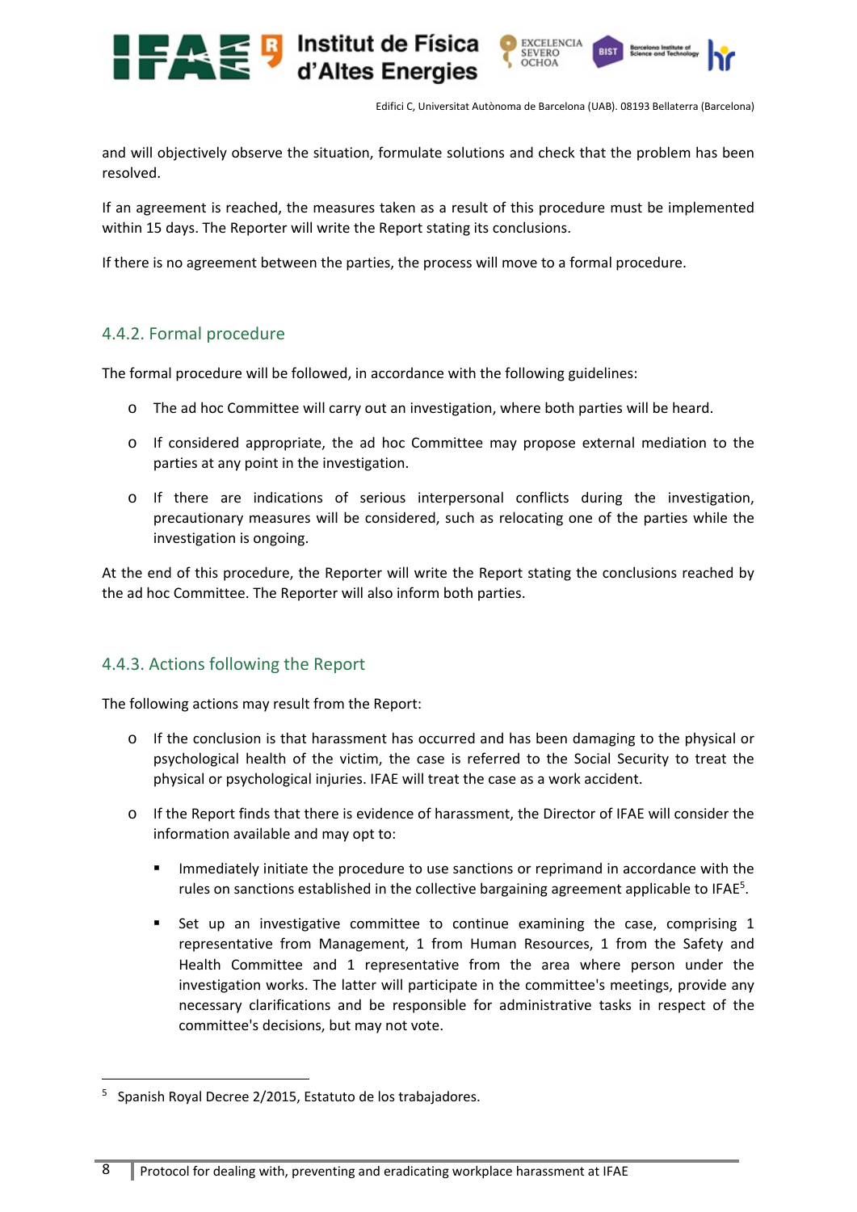and will objectively observe the situation, formulate solutions and check that the problem has been resolved.

If an agreement is reached, the measures taken as a result of this procedure must be implemented within 15 days. The Reporter will write the Report stating its conclusions.

If there is no agreement between the parties, the process will move to a formal procedure.

### 4.4.2. Formal procedure

The formal procedure will be followed, in accordance with the following guidelines:

- The ad hoc Committee will carry out an investigation, where both parties will be heard.
- If considered appropriate, the ad hoc Committee may propose external mediation to the parties at any point in the investigation.
- If there are indications of serious interpersonal conflicts during the investigation, precautionary measures will be considered, such as relocating one of the parties while the investigation is ongoing.

At the end of this procedure, the Reporter will write the Report stating the conclusions reached by the ad hoc Committee. The Reporter will also inform both parties.

### 4.4.3. Actions following the Report

The following actions may result from the Report:

- If the conclusion is that harassment has occurred and has been damaging to the physical or psychological health of the victim, the case is referred to the Social Security to treat the physical or psychological injuries. IFAE will treat the case as a work accident.
- If the Report finds that there is evidence of harassment, the Director of IFAE will consider the information available and may opt to:
  - Immediately initiate the procedure to use sanctions or reprimand in accordance with the rules on sanctions established in the collective bargaining agreement applicable to IFAE[5].
  - Set up an investigative committee to continue examining the case, comprising 1 representative from Management, 1 from Human Resources, 1 from the Safety and Health Committee and 1 representative from the area where person under the investigation works. The latter will participate in the committee's meetings, provide any necessary clarifications and be responsible for administrative tasks in respect of the committee's decisions, but may not vote.

[5] Spanish Royal Decree 2/2015, Estatuto de los trabajadores.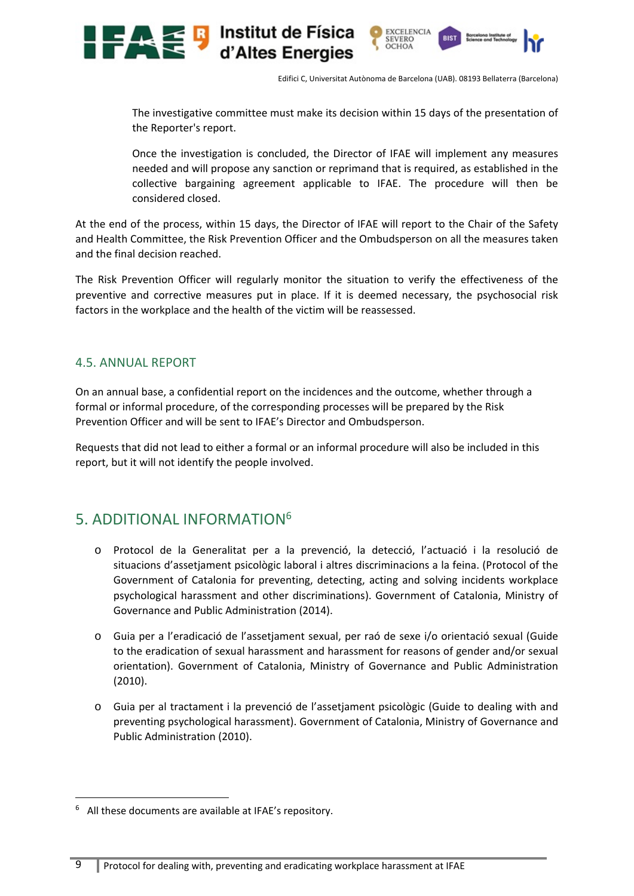The investigative committee must make its decision within 15 days of the presentation of the Reporter's report.

Once the investigation is concluded, the Director of IFAE will implement any measures needed and will propose any sanction or reprimand that is required, as established in the collective bargaining agreement applicable to IFAE. The procedure will then be considered closed.

At the end of the process, within 15 days, the Director of IFAE will report to the Chair of the Safety and Health Committee, the Risk Prevention Officer and the Ombudsperson on all the measures taken and the final decision reached.

The Risk Prevention Officer will regularly monitor the situation to verify the effectiveness of the preventive and corrective measures put in place. If it is deemed necessary, the psychosocial risk factors in the workplace and the health of the victim will be reassessed.

### 4.5. ANNUAL REPORT

On an annual base, a confidential report on the incidences and the outcome, whether through a formal or informal procedure, of the corresponding processes will be prepared by the Risk Prevention Officer and will be sent to IFAE's Director and Ombudsperson.

Requests that did not lead to either a formal or an informal procedure will also be included in this report, but it will not identify the people involved.

## 5. ADDITIONAL INFORMATION[6]

- Protocol de la Generalitat per a la prevenció, la detecció, l'actuació i la resolució de situacions d'assetjament psicològic laboral i altres discriminacions a la feina. (Protocol of the Government of Catalonia for preventing, detecting, acting and solving incidents workplace psychological harassment and other discriminations). Government of Catalonia, Ministry of Governance and Public Administration (2014).
- Guia per a l'eradicació de l'assetjament sexual, per raó de sexe i/o orientació sexual (Guide to the eradication of sexual harassment and harassment for reasons of gender and/or sexual orientation). Government of Catalonia, Ministry of Governance and Public Administration (2010).
- Guia per al tractament i la prevenció de l'assetjament psicològic (Guide to dealing with and preventing psychological harassment). Government of Catalonia, Ministry of Governance and Public Administration (2010).

[6] All these documents are available at IFAE's repository.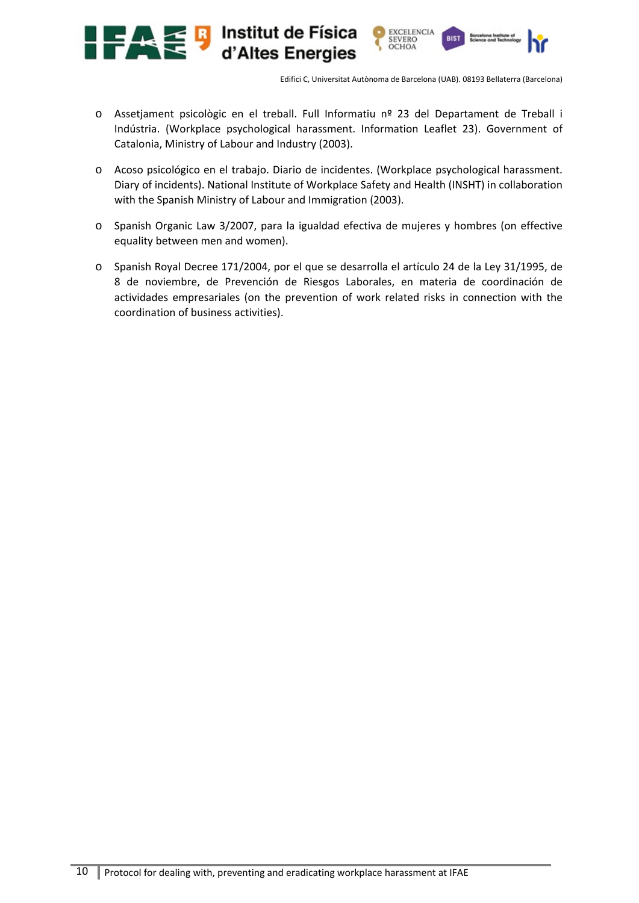- Assetjament psicològic en el treball. Full Informatiu nº 23 del Departament de Treball i Indústria. (Workplace psychological harassment. Information Leaflet 23). Government of Catalonia, Ministry of Labour and Industry (2003).

- Acoso psicológico en el trabajo. Diario de incidentes. (Workplace psychological harassment. Diary of incidents). National Institute of Workplace Safety and Health (INSHT) in collaboration with the Spanish Ministry of Labour and Immigration (2003).

- Spanish Organic Law 3/2007, para la igualdad efectiva de mujeres y hombres (on effective equality between men and women).

- Spanish Royal Decree 171/2004, por el que se desarrolla el artículo 24 de la Ley 31/1995, de 8 de noviembre, de Prevención de Riesgos Laborales, en materia de coordinación de actividades empresariales (on the prevention of work related risks in connection with the coordination of business activities).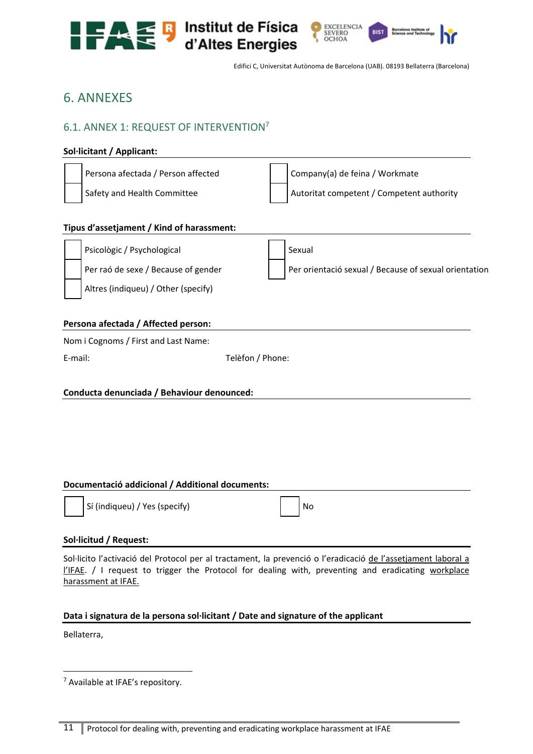## 6. ANNEXES

### 6.1. ANNEX 1: REQUEST OF INTERVENTION[7]

**Sol·licitant / Applicant:**

| | | | |
|---|---|---|---|
| ☐ | Persona afectada / Person affected | ☐ | Company(a) de feina / Workmate |
| ☐ | Safety and Health Committee | ☐ | Autoritat competent / Competent authority |

**Tipus d'assetjament / Kind of harassment:**

| | | | |
|---|---|---|---|
| ☐ | Psicològic / Psychological | ☐ | Sexual |
| ☐ | Per raó de sexe / Because of gender | ☐ | Per orientació sexual / Because of sexual orientation |
| ☐ | Altres (indiqueu) / Other (specify) | | |

**Persona afectada / Affected person:**

Nom i Cognoms / First and Last Name:

E-mail: Telèfon / Phone:

**Conducta denunciada / Behaviour denounced:**

**Documentació addicional / Additional documents:**

☐ Sí (indiqueu) / Yes (specify) ☐ No

**Sol·licitud / Request:**

Sol·licito l'activació del Protocol per al tractament, la prevenció o l'eradicació de l'assetjament laboral a l'IFAE. / I request to trigger the Protocol for dealing with, preventing and eradicating workplace harassment at IFAE.

**Data i signatura de la persona sol·licitant / Date and signature of the applicant**

Bellaterra,

[7] Available at IFAE's repository.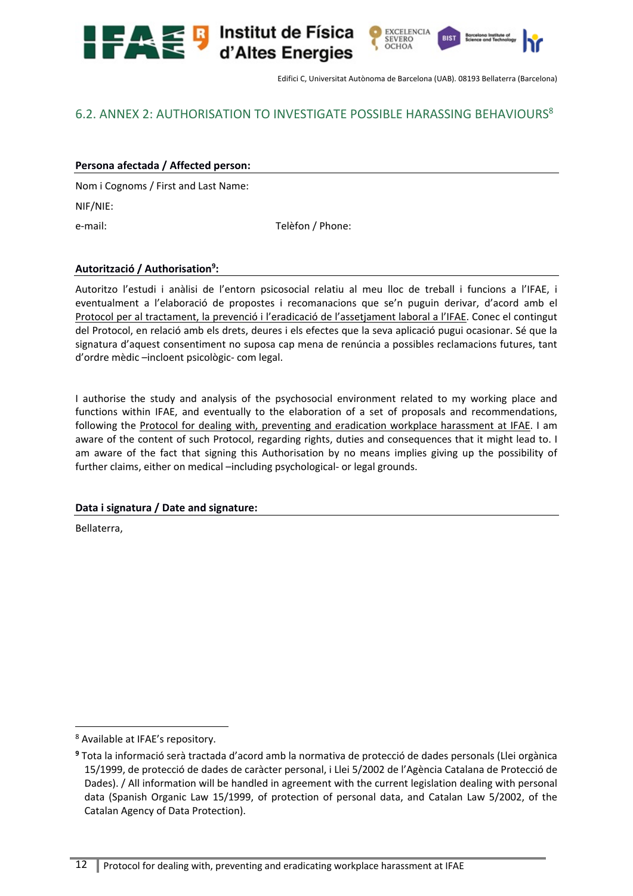## 6.2. ANNEX 2: AUTHORISATION TO INVESTIGATE POSSIBLE HARASSING BEHAVIOURS[8]

**Persona afectada / Affected person:**

Nom i Cognoms / First and Last Name:

NIF/NIE:

e-mail: Telèfon / Phone:

**Autorització / Authorisation[9]:**

Autoritzo l'estudi i anàlisi de l'entorn psicosocial relatiu al meu lloc de treball i funcions a l'IFAE, i eventualment a l'elaboració de propostes i recomanacions que se'n puguin derivar, d'acord amb el Protocol per al tractament, la prevenció i l'eradicació de l'assetjament laboral a l'IFAE. Conec el contingut del Protocol, en relació amb els drets, deures i els efectes que la seva aplicació pugui ocasionar. Sé que la signatura d'aquest consentiment no suposa cap mena de renúncia a possibles reclamacions futures, tant d'ordre mèdic –incloent psicològic- com legal.

I authorise the study and analysis of the psychosocial environment related to my working place and functions within IFAE, and eventually to the elaboration of a set of proposals and recommendations, following the Protocol for dealing with, preventing and eradication workplace harassment at IFAE. I am aware of the content of such Protocol, regarding rights, duties and consequences that it might lead to. I am aware of the fact that signing this Authorisation by no means implies giving up the possibility of further claims, either on medical –including psychological- or legal grounds.

**Data i signatura / Date and signature:**

Bellaterra,

---

[8] Available at IFAE's repository.

[9] Tota la informació serà tractada d'acord amb la normativa de protecció de dades personals (Llei orgànica 15/1999, de protecció de dades de caràcter personal, i Llei 5/2002 de l'Agència Catalana de Protecció de Dades). / All information will be handled in agreement with the current legislation dealing with personal data (Spanish Organic Law 15/1999, of protection of personal data, and Catalan Law 5/2002, of the Catalan Agency of Data Protection).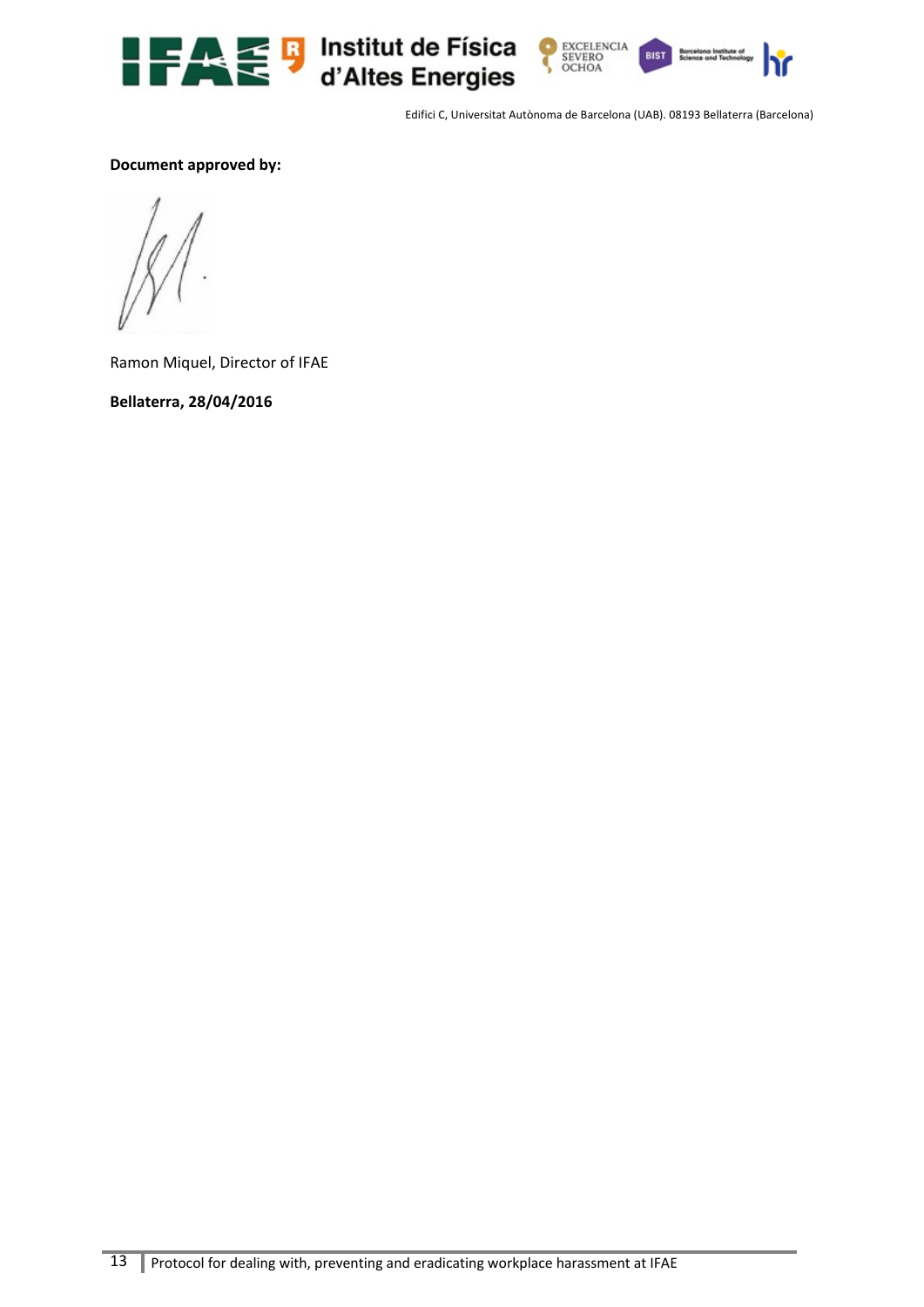**Document approved by:**

Ramon Miquel, Director of IFAE

**Bellaterra, 28/04/2016**